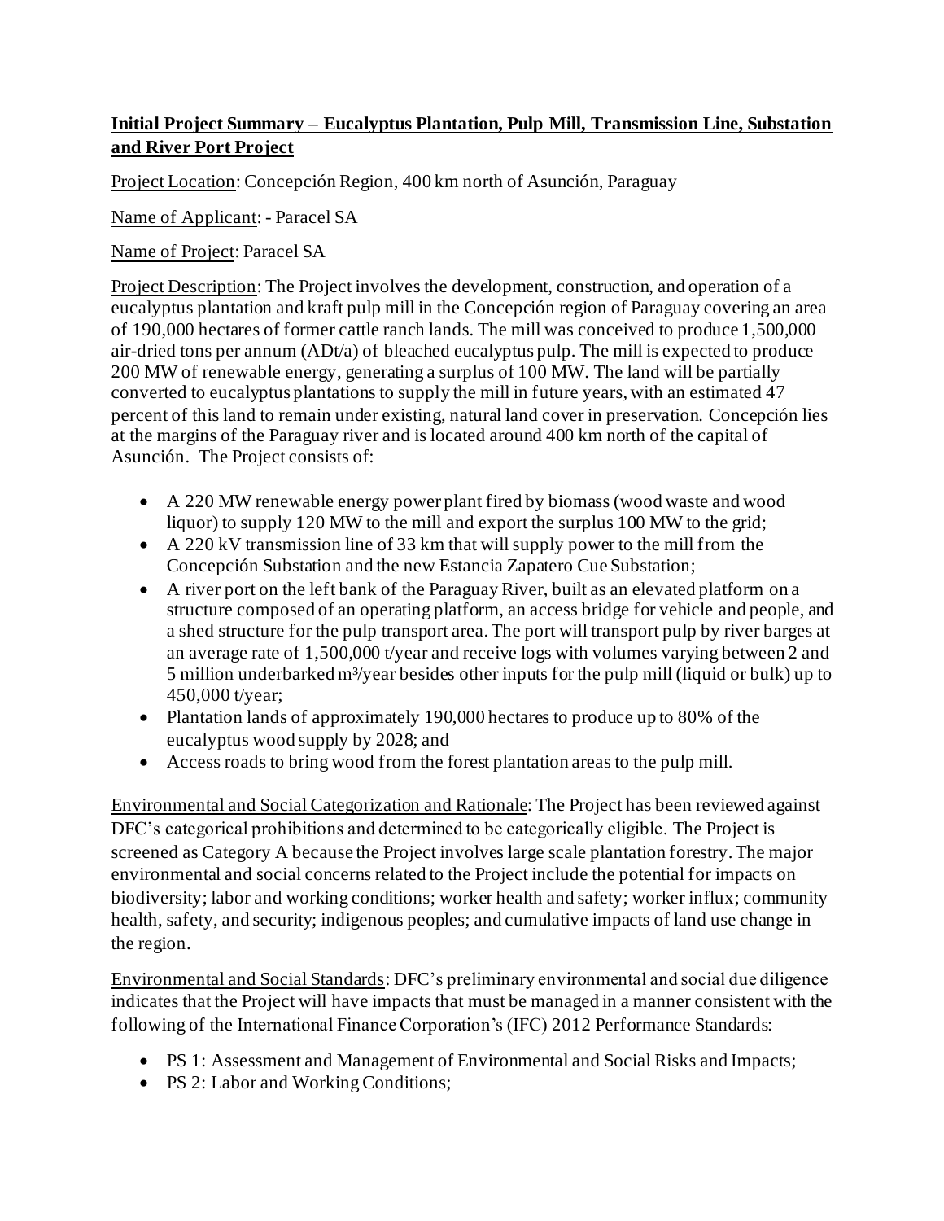**Initial Project Summary – Eucalyptus Plantation, Pulp Mill, Transmission Line, Substation and River Port Project**

Project Location: Concepción Region, 400 km north of Asunción, Paraguay

Name of Applicant: - Paracel SA

Name of Project: Paracel SA

Project Description: The Project involves the development, construction, and operation of a eucalyptus plantation and kraft pulp mill in the Concepción region of Paraguay covering an area of 190,000 hectares of former cattle ranch lands. The mill was conceived to produce 1,500,000 air-dried tons per annum (ADt/a) of bleached eucalyptus pulp. The mill is expected to produce 200 MW of renewable energy, generating a surplus of 100 MW. The land will be partially converted to eucalyptus plantations to supply the mill in future years, with an estimated 47 percent of this land to remain under existing, natural land cover in preservation. Concepción lies at the margins of the Paraguay river and is located around 400 km north of the capital of Asunción. The Project consists of:

- A 220 MW renewable energy power plant fired by biomass (wood waste and wood liquor) to supply 120 MW to the mill and export the surplus 100 MW to the grid;
- A 220 kV transmission line of 33 km that will supply power to the mill from the Concepción Substation and the new Estancia Zapatero Cue Substation;
- A river port on the left bank of the Paraguay River, built as an elevated platform on a structure composed of an operating platform, an access bridge for vehicle and people, and a shed structure for the pulp transport area. The port will transport pulp by river barges at an average rate of 1,500,000 t/year and receive logs with volumes varying between 2 and 5 million underbarked m³/year besides other inputs for the pulp mill (liquid or bulk) up to 450,000 t/year;
- Plantation lands of approximately 190,000 hectares to produce up to 80% of the eucalyptus wood supply by 2028; and
- Access roads to bring wood from the forest plantation areas to the pulp mill.

Environmental and Social Categorization and Rationale: The Project has been reviewed against DFC's categorical prohibitions and determined to be categorically eligible. The Project is screened as Category A because the Project involves large scale plantation forestry. The major environmental and social concerns related to the Project include the potential for impacts on biodiversity; labor and working conditions; worker health and safety; worker influx; community health, safety, and security; indigenous peoples; and cumulative impacts of land use change in the region.

Environmental and Social Standards: DFC's preliminary environmental and social due diligence indicates that the Project will have impacts that must be managed in a manner consistent with the following of the International Finance Corporation's (IFC) 2012 Performance Standards:

- PS 1: Assessment and Management of Environmental and Social Risks and Impacts;
- PS 2: Labor and Working Conditions;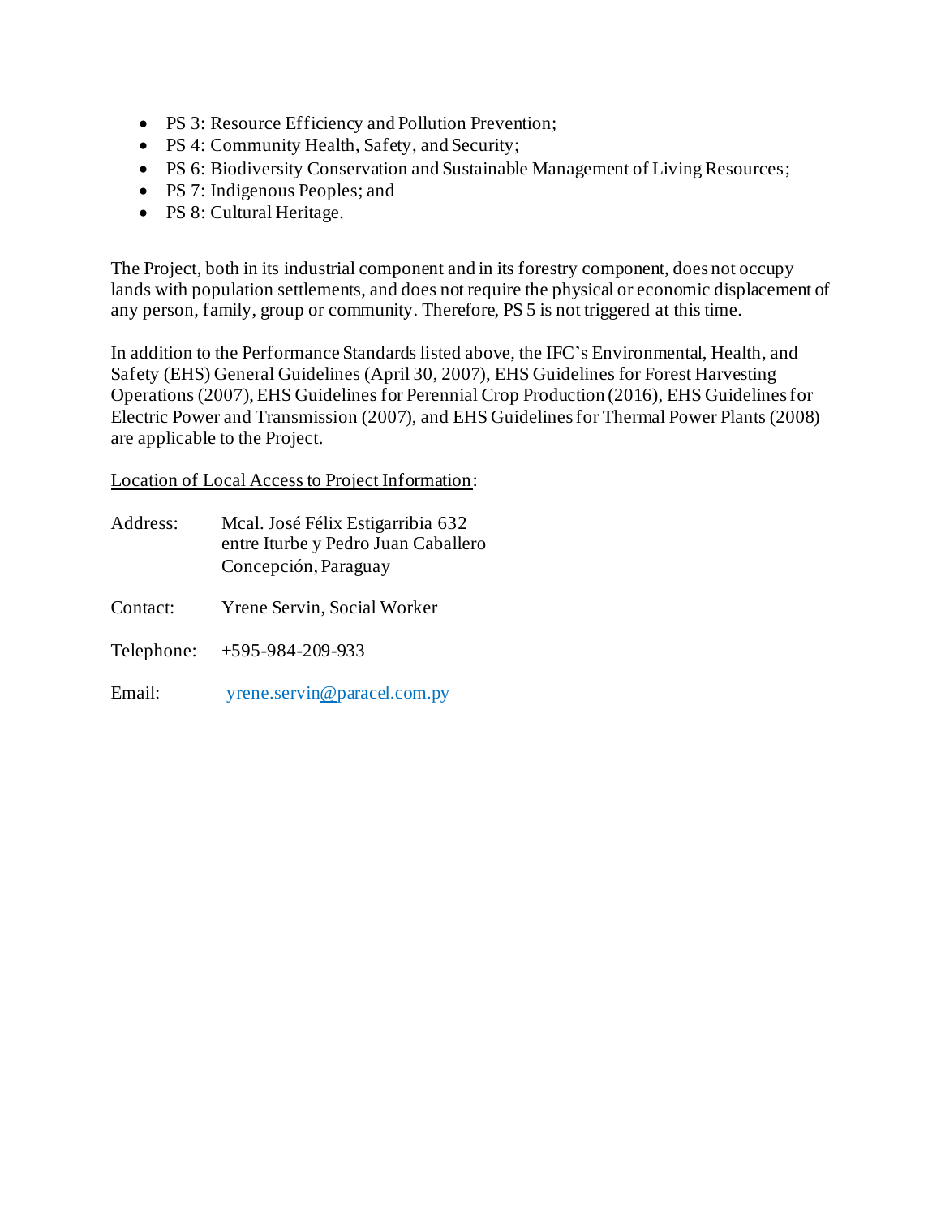- PS 3: Resource Efficiency and Pollution Prevention;
- PS 4: Community Health, Safety, and Security;
- PS 6: Biodiversity Conservation and Sustainable Management of Living Resources;
- PS 7: Indigenous Peoples; and
- PS 8: Cultural Heritage.

The Project, both in its industrial component and in its forestry component, does not occupy lands with population settlements, and does not require the physical or economic displacement of any person, family, group or community. Therefore, PS 5 is not triggered at this time.

In addition to the Performance Standards listed above, the IFC's Environmental, Health, and Safety (EHS) General Guidelines (April 30, 2007), EHS Guidelines for Forest Harvesting Operations (2007), EHS Guidelines for Perennial Crop Production (2016), EHS Guidelines for Electric Power and Transmission (2007), and EHS Guidelines for Thermal Power Plants (2008) are applicable to the Project.

<u>Location of Local Access to Project Information</u>:

Address: Mcal. José Félix Estigarribia 632
entre Iturbe y Pedro Juan Caballero
Concepción, Paraguay

Contact: Yrene Servin, Social Worker

Telephone: +595-984-209-933

Email: yrene.servin@paracel.com.py